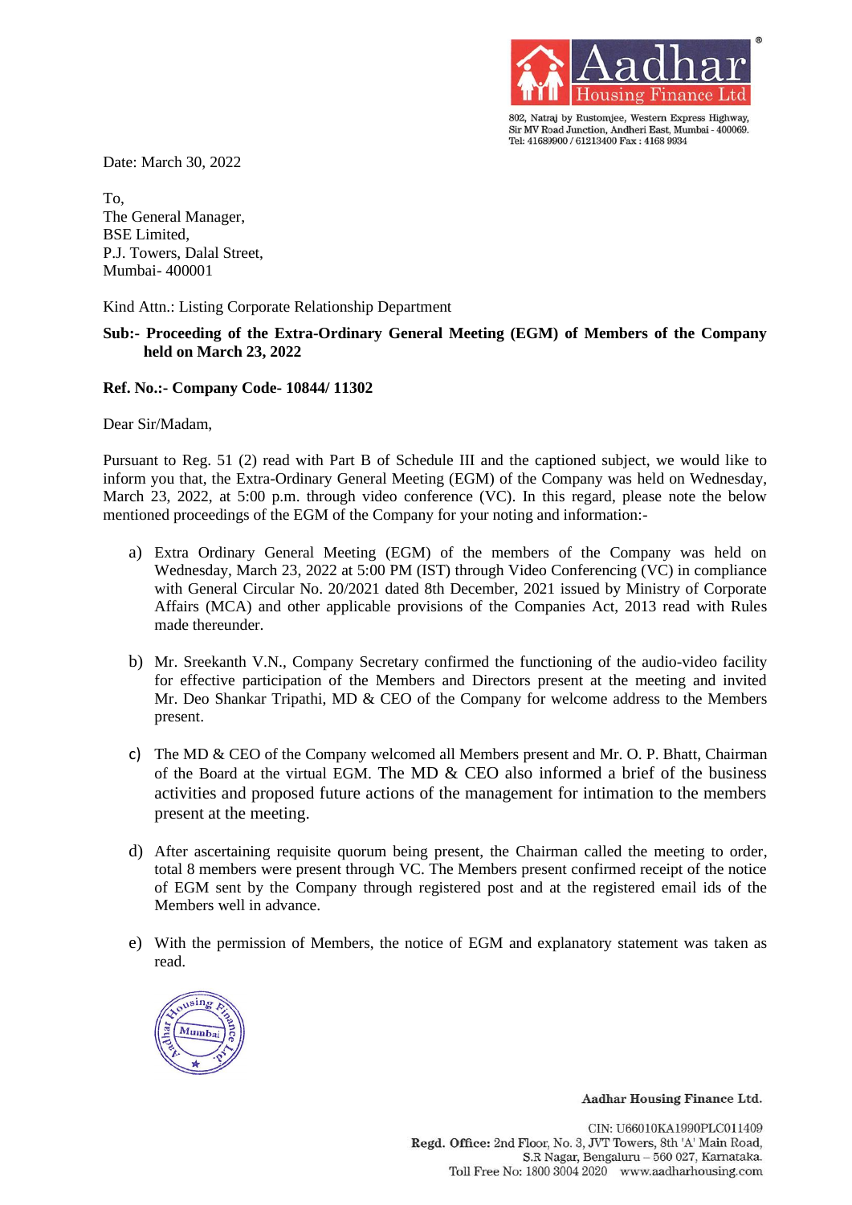802, Natraj by Rustomjee, Western Express Highway, Sir MV Road Junction, Andheri East, Mumbai - 400069.
Tel: 41689900 / 61213400 Fax : 4168 9934

Date: March 30, 2022

To,
The General Manager,
BSE Limited,
P.J. Towers, Dalal Street,
Mumbai- 400001

Kind Attn.: Listing Corporate Relationship Department

**Sub:- Proceeding of the Extra-Ordinary General Meeting (EGM) of Members of the Company held on March 23, 2022**

**Ref. No.:- Company Code- 10844/ 11302**

Dear Sir/Madam,

Pursuant to Reg. 51 (2) read with Part B of Schedule III and the captioned subject, we would like to inform you that, the Extra-Ordinary General Meeting (EGM) of the Company was held on Wednesday, March 23, 2022, at 5:00 p.m. through video conference (VC). In this regard, please note the below mentioned proceedings of the EGM of the Company for your noting and information:-

a) Extra Ordinary General Meeting (EGM) of the members of the Company was held on Wednesday, March 23, 2022 at 5:00 PM (IST) through Video Conferencing (VC) in compliance with General Circular No. 20/2021 dated 8th December, 2021 issued by Ministry of Corporate Affairs (MCA) and other applicable provisions of the Companies Act, 2013 read with Rules made thereunder.

b) Mr. Sreekanth V.N., Company Secretary confirmed the functioning of the audio-video facility for effective participation of the Members and Directors present at the meeting and invited Mr. Deo Shankar Tripathi, MD & CEO of the Company for welcome address to the Members present.

c) The MD & CEO of the Company welcomed all Members present and Mr. O. P. Bhatt, Chairman of the Board at the virtual EGM. The MD & CEO also informed a brief of the business activities and proposed future actions of the management for intimation to the members present at the meeting.

d) After ascertaining requisite quorum being present, the Chairman called the meeting to order, total 8 members were present through VC. The Members present confirmed receipt of the notice of EGM sent by the Company through registered post and at the registered email ids of the Members well in advance.

e) With the permission of Members, the notice of EGM and explanatory statement was taken as read.

**Aadhar Housing Finance Ltd.**

CIN: U66010KA1990PLC011409
**Regd. Office:** 2nd Floor, No. 3, JVT Towers, 8th 'A' Main Road, S.R Nagar, Bengaluru – 560 027, Karnataka.
Toll Free No: 1800 3004 2020 www.aadharhousing.com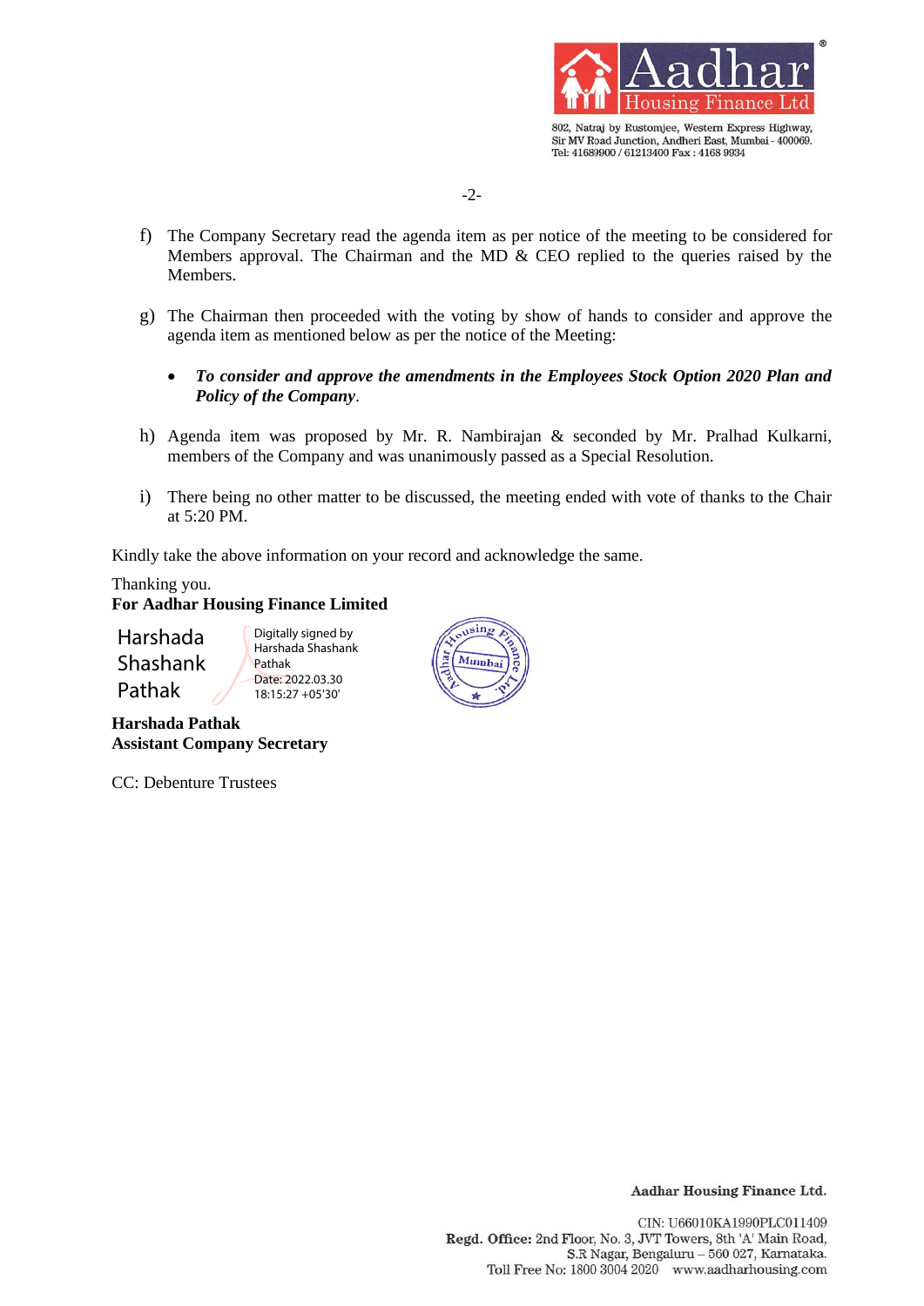f) The Company Secretary read the agenda item as per notice of the meeting to be considered for Members approval. The Chairman and the MD & CEO replied to the queries raised by the Members.

g) The Chairman then proceeded with the voting by show of hands to consider and approve the agenda item as mentioned below as per the notice of the Meeting:

- ***To consider and approve the amendments in the Employees Stock Option 2020 Plan and Policy of the Company***.

h) Agenda item was proposed by Mr. R. Nambirajan & seconded by Mr. Pralhad Kulkarni, members of the Company and was unanimously passed as a Special Resolution.

i) There being no other matter to be discussed, the meeting ended with vote of thanks to the Chair at 5:20 PM.

Kindly take the above information on your record and acknowledge the same.

Thanking you.
**For Aadhar Housing Finance Limited**

Harshada Shashank Pathak
Digitally signed by Harshada Shashank Pathak
Date: 2022.03.30 18:15:27 +05'30'

**Harshada Pathak**
**Assistant Company Secretary**

CC: Debenture Trustees